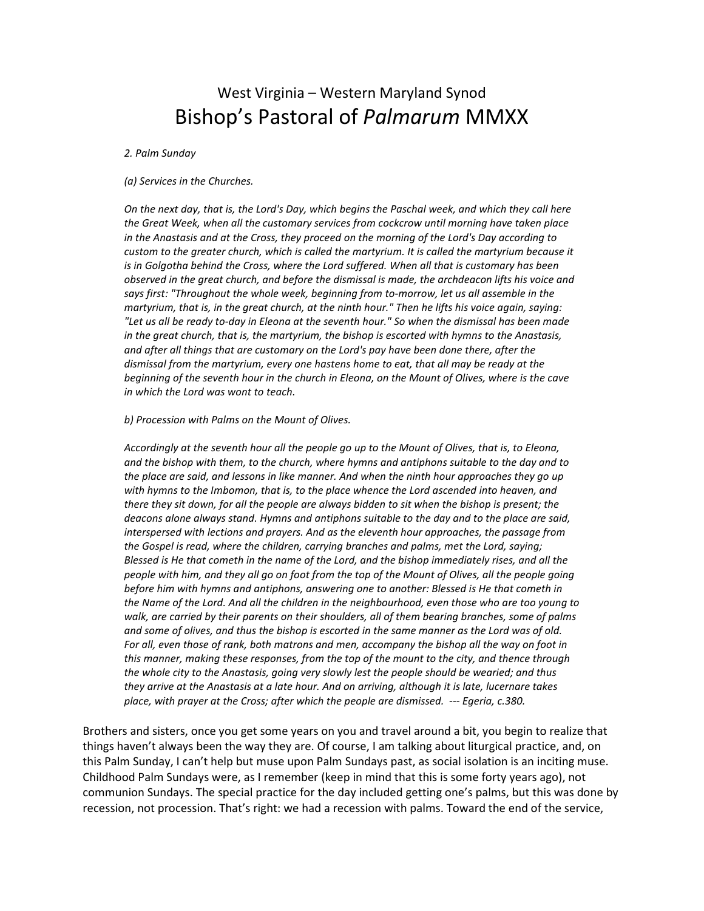West Virginia – Western Maryland Synod

# Bishop's Pastoral of *Palmarum* MMXX

*2. Palm Sunday*

*(a) Services in the Churches.*

*On the next day, that is, the Lord's Day, which begins the Paschal week, and which they call here the Great Week, when all the customary services from cockcrow until morning have taken place in the Anastasis and at the Cross, they proceed on the morning of the Lord's Day according to custom to the greater church, which is called the martyrium. It is called the martyrium because it is in Golgotha behind the Cross, where the Lord suffered. When all that is customary has been observed in the great church, and before the dismissal is made, the archdeacon lifts his voice and says first: "Throughout the whole week, beginning from to-morrow, let us all assemble in the martyrium, that is, in the great church, at the ninth hour." Then he lifts his voice again, saying: "Let us all be ready to-day in Eleona at the seventh hour." So when the dismissal has been made in the great church, that is, the martyrium, the bishop is escorted with hymns to the Anastasis, and after all things that are customary on the Lord's pay have been done there, after the dismissal from the martyrium, every one hastens home to eat, that all may be ready at the beginning of the seventh hour in the church in Eleona, on the Mount of Olives, where is the cave in which the Lord was wont to teach.*

*b) Procession with Palms on the Mount of Olives.*

*Accordingly at the seventh hour all the people go up to the Mount of Olives, that is, to Eleona, and the bishop with them, to the church, where hymns and antiphons suitable to the day and to the place are said, and lessons in like manner. And when the ninth hour approaches they go up with hymns to the Imbomon, that is, to the place whence the Lord ascended into heaven, and there they sit down, for all the people are always bidden to sit when the bishop is present; the deacons alone always stand. Hymns and antiphons suitable to the day and to the place are said, interspersed with lections and prayers. And as the eleventh hour approaches, the passage from the Gospel is read, where the children, carrying branches and palms, met the Lord, saying; Blessed is He that cometh in the name of the Lord, and the bishop immediately rises, and all the people with him, and they all go on foot from the top of the Mount of Olives, all the people going before him with hymns and antiphons, answering one to another: Blessed is He that cometh in the Name of the Lord. And all the children in the neighbourhood, even those who are too young to walk, are carried by their parents on their shoulders, all of them bearing branches, some of palms and some of olives, and thus the bishop is escorted in the same manner as the Lord was of old. For all, even those of rank, both matrons and men, accompany the bishop all the way on foot in this manner, making these responses, from the top of the mount to the city, and thence through the whole city to the Anastasis, going very slowly lest the people should be wearied; and thus they arrive at the Anastasis at a late hour. And on arriving, although it is late, lucernare takes place, with prayer at the Cross; after which the people are dismissed. --- Egeria, c.380.*

Brothers and sisters, once you get some years on you and travel around a bit, you begin to realize that things haven't always been the way they are. Of course, I am talking about liturgical practice, and, on this Palm Sunday, I can't help but muse upon Palm Sundays past, as social isolation is an inciting muse. Childhood Palm Sundays were, as I remember (keep in mind that this is some forty years ago), not communion Sundays. The special practice for the day included getting one's palms, but this was done by recession, not procession. That's right: we had a recession with palms. Toward the end of the service,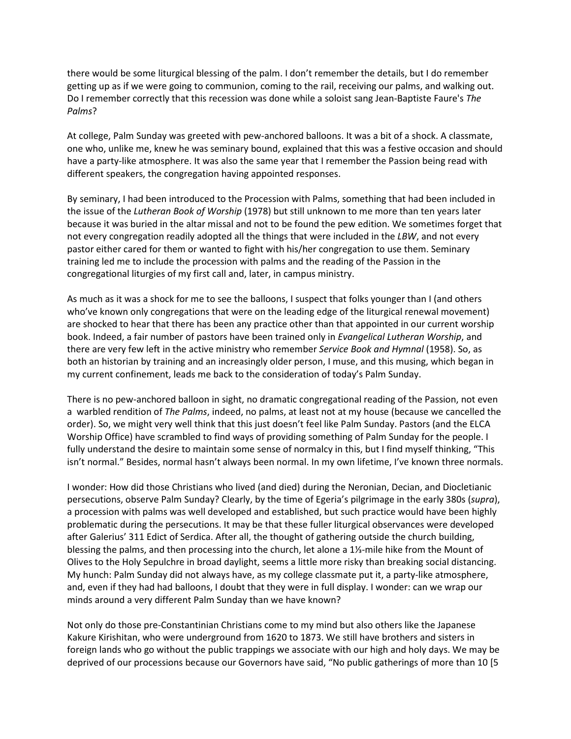there would be some liturgical blessing of the palm. I don't remember the details, but I do remember getting up as if we were going to communion, coming to the rail, receiving our palms, and walking out. Do I remember correctly that this recession was done while a soloist sang Jean-Baptiste Faure's *The Palms*?

At college, Palm Sunday was greeted with pew-anchored balloons. It was a bit of a shock. A classmate, one who, unlike me, knew he was seminary bound, explained that this was a festive occasion and should have a party-like atmosphere. It was also the same year that I remember the Passion being read with different speakers, the congregation having appointed responses.

By seminary, I had been introduced to the Procession with Palms, something that had been included in the issue of the *Lutheran Book of Worship* (1978) but still unknown to me more than ten years later because it was buried in the altar missal and not to be found the pew edition. We sometimes forget that not every congregation readily adopted all the things that were included in the *LBW*, and not every pastor either cared for them or wanted to fight with his/her congregation to use them. Seminary training led me to include the procession with palms and the reading of the Passion in the congregational liturgies of my first call and, later, in campus ministry.

As much as it was a shock for me to see the balloons, I suspect that folks younger than I (and others who've known only congregations that were on the leading edge of the liturgical renewal movement) are shocked to hear that there has been any practice other than that appointed in our current worship book. Indeed, a fair number of pastors have been trained only in *Evangelical Lutheran Worship*, and there are very few left in the active ministry who remember *Service Book and Hymnal* (1958). So, as both an historian by training and an increasingly older person, I muse, and this musing, which began in my current confinement, leads me back to the consideration of today's Palm Sunday.

There is no pew-anchored balloon in sight, no dramatic congregational reading of the Passion, not even a warbled rendition of *The Palms*, indeed, no palms, at least not at my house (because we cancelled the order). So, we might very well think that this just doesn't feel like Palm Sunday. Pastors (and the ELCA Worship Office) have scrambled to find ways of providing something of Palm Sunday for the people. I fully understand the desire to maintain some sense of normalcy in this, but I find myself thinking, "This isn't normal." Besides, normal hasn't always been normal. In my own lifetime, I've known three normals.

I wonder: How did those Christians who lived (and died) during the Neronian, Decian, and Diocletianic persecutions, observe Palm Sunday? Clearly, by the time of Egeria's pilgrimage in the early 380s (*supra*), a procession with palms was well developed and established, but such practice would have been highly problematic during the persecutions. It may be that these fuller liturgical observances were developed after Galerius' 311 Edict of Serdica. After all, the thought of gathering outside the church building, blessing the palms, and then processing into the church, let alone a 1⅓-mile hike from the Mount of Olives to the Holy Sepulchre in broad daylight, seems a little more risky than breaking social distancing. My hunch: Palm Sunday did not always have, as my college classmate put it, a party-like atmosphere, and, even if they had had balloons, I doubt that they were in full display. I wonder: can we wrap our minds around a very different Palm Sunday than we have known?

Not only do those pre-Constantinian Christians come to my mind but also others like the Japanese Kakure Kirishitan, who were underground from 1620 to 1873. We still have brothers and sisters in foreign lands who go without the public trappings we associate with our high and holy days. We may be deprived of our processions because our Governors have said, "No public gatherings of more than 10 [5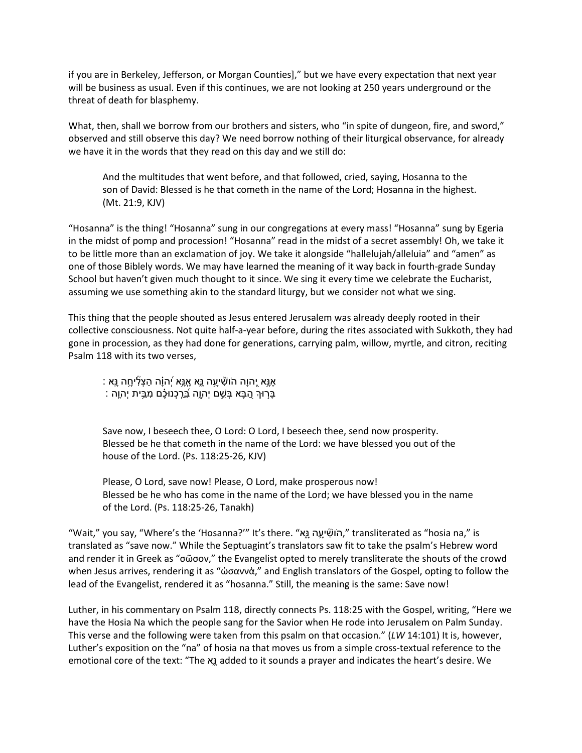if you are in Berkeley, Jefferson, or Morgan Counties]," but we have every expectation that next year will be business as usual. Even if this continues, we are not looking at 250 years underground or the threat of death for blasphemy.

What, then, shall we borrow from our brothers and sisters, who "in spite of dungeon, fire, and sword," observed and still observe this day? We need borrow nothing of their liturgical observance, for already we have it in the words that they read on this day and we still do:

> And the multitudes that went before, and that followed, cried, saying, Hosanna to the son of David: Blessed is he that cometh in the name of the Lord; Hosanna in the highest. (Mt. 21:9, KJV)

"Hosanna" is the thing! "Hosanna" sung in our congregations at every mass! "Hosanna" sung by Egeria in the midst of pomp and procession! "Hosanna" read in the midst of a secret assembly! Oh, we take it to be little more than an exclamation of joy. We take it alongside "hallelujah/alleluia" and "amen" as one of those Biblely words. We may have learned the meaning of it way back in fourth-grade Sunday School but haven't given much thought to it since. We sing it every time we celebrate the Eucharist, assuming we use something akin to the standard liturgy, but we consider not what we sing.

This thing that the people shouted as Jesus entered Jerusalem was already deeply rooted in their collective consciousness. Not quite half-a-year before, during the rites associated with Sukkoth, they had gone in procession, as they had done for generations, carrying palm, willow, myrtle, and citron, reciting Psalm 118 with its two verses,

> אָנָּא יְהוָה הוֹשִׁיעָה נָּא אָנָּא יְהוָה הַצְלִיחָה נָּא׃
> בָּרוּךְ הַבָּא בְּשֵׁם יְהוָה בֵּרַכְנוּכֶם מִבֵּית יְהוָה׃

> Save now, I beseech thee, O Lord: O Lord, I beseech thee, send now prosperity. Blessed be he that cometh in the name of the Lord: we have blessed you out of the house of the Lord. (Ps. 118:25-26, KJV)

> Please, O Lord, save now! Please, O Lord, make prosperous now! Blessed be he who has come in the name of the Lord; we have blessed you in the name of the Lord. (Ps. 118:25-26, Tanakh)

"Wait," you say, "Where's the 'Hosanna?'" It's there. "הוֹשִׁיעָה נָּא," transliterated as "hosia na," is translated as "save now." While the Septuagint's translators saw fit to take the psalm's Hebrew word and render it in Greek as "σῶσον," the Evangelist opted to merely transliterate the shouts of the crowd when Jesus arrives, rendering it as "ὡσαννὰ," and English translators of the Gospel, opting to follow the lead of the Evangelist, rendered it as "hosanna." Still, the meaning is the same: Save now!

Luther, in his commentary on Psalm 118, directly connects Ps. 118:25 with the Gospel, writing, "Here we have the Hosia Na which the people sang for the Savior when He rode into Jerusalem on Palm Sunday. This verse and the following were taken from this psalm on that occasion." (*LW* 14:101) It is, however, Luther's exposition on the "na" of hosia na that moves us from a simple cross-textual reference to the emotional core of the text: "The נָא added to it sounds a prayer and indicates the heart's desire. We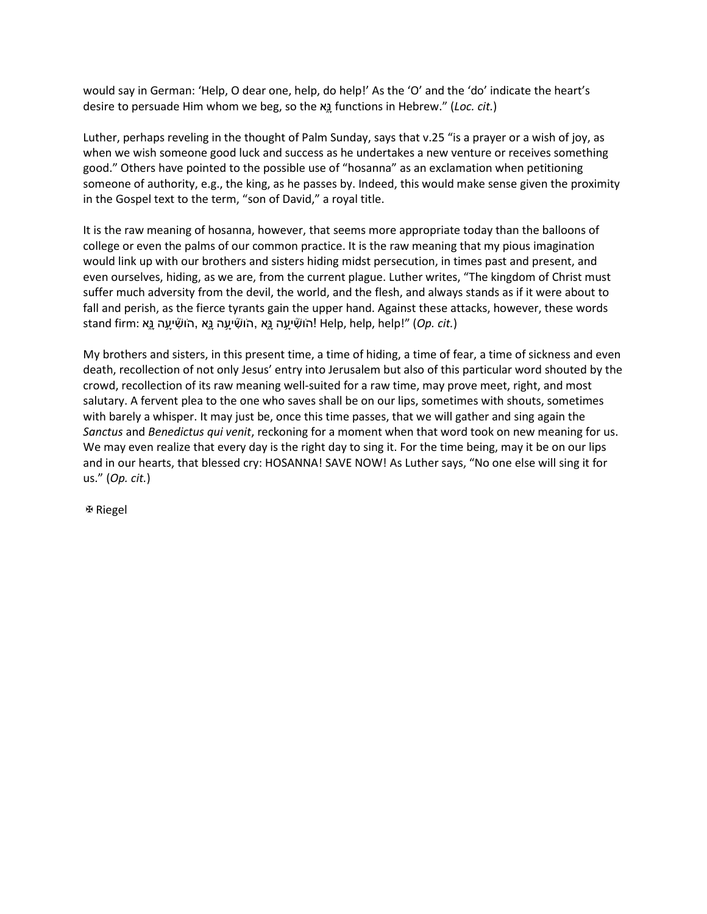would say in German: 'Help, O dear one, help, do help!' As the 'O' and the 'do' indicate the heart's desire to persuade Him whom we beg, so the נָּא functions in Hebrew." (*Loc. cit.*)

Luther, perhaps reveling in the thought of Palm Sunday, says that v.25 "is a prayer or a wish of joy, as when we wish someone good luck and success as he undertakes a new venture or receives something good." Others have pointed to the possible use of "hosanna" as an exclamation when petitioning someone of authority, e.g., the king, as he passes by. Indeed, this would make sense given the proximity in the Gospel text to the term, "son of David," a royal title.

It is the raw meaning of hosanna, however, that seems more appropriate today than the balloons of college or even the palms of our common practice. It is the raw meaning that my pious imagination would link up with our brothers and sisters hiding midst persecution, in times past and present, and even ourselves, hiding, as we are, from the current plague. Luther writes, "The kingdom of Christ must suffer much adversity from the devil, the world, and the flesh, and always stands as if it were about to fall and perish, as the fierce tyrants gain the upper hand. Against these attacks, however, these words stand firm: הוֹשִׁ֘יעָ֥ה נָּ֑א, הוֹשִׁ֘יעָ֥ה נָּ֑א, הוֹשִׁ֘יעָ֥ה נָּ֑א! Help, help, help!" (*Op. cit.*)

My brothers and sisters, in this present time, a time of hiding, a time of fear, a time of sickness and even death, recollection of not only Jesus' entry into Jerusalem but also of this particular word shouted by the crowd, recollection of its raw meaning well-suited for a raw time, may prove meet, right, and most salutary. A fervent plea to the one who saves shall be on our lips, sometimes with shouts, sometimes with barely a whisper. It may just be, once this time passes, that we will gather and sing again the *Sanctus* and *Benedictus qui venit*, reckoning for a moment when that word took on new meaning for us. We may even realize that every day is the right day to sing it. For the time being, may it be on our lips and in our hearts, that blessed cry: HOSANNA! SAVE NOW! As Luther says, "No one else will sing it for us." (*Op. cit.*)

✠ Riegel